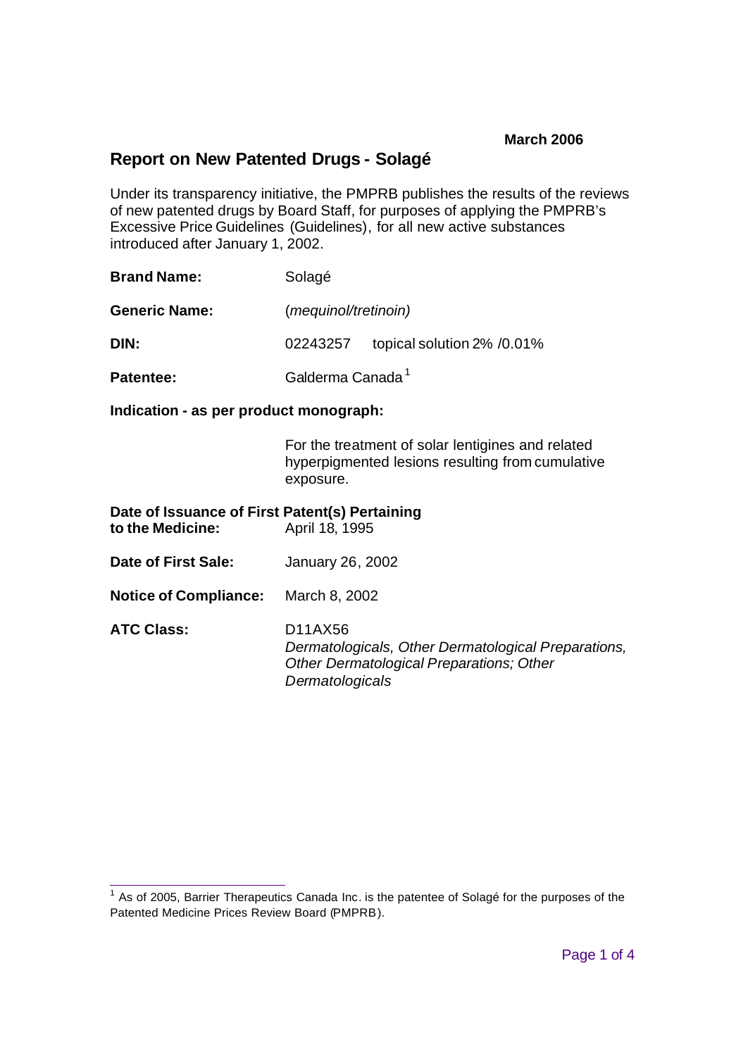**March 2006**

## Report on New Patented Drugs - Solagé

Under its transparency initiative, the PMPRB publishes the results of the reviews of new patented drugs by Board Staff, for purposes of applying the PMPRB's Excessive Price Guidelines (Guidelines), for all new active substances introduced after January 1, 2002.

**Brand Name:** Solagé

**Generic Name:** (*mequinol/tretinoin)*

**DIN:** 02243257 topical solution 2% /0.01%

**Patentee:** Galderma Canada[1]

**Indication - as per product monograph:**

For the treatment of solar lentigines and related hyperpigmented lesions resulting from cumulative exposure.

**Date of Issuance of First Patent(s) Pertaining to the Medicine:** April 18, 1995

**Date of First Sale:** January 26, 2002

**Notice of Compliance:** March 8, 2002

**ATC Class:** D11AX56
*Dermatologicals, Other Dermatological Preparations, Other Dermatological Preparations; Other Dermatologicals*

---

[1] As of 2005, Barrier Therapeutics Canada Inc. is the patentee of Solagé for the purposes of the Patented Medicine Prices Review Board (PMPRB).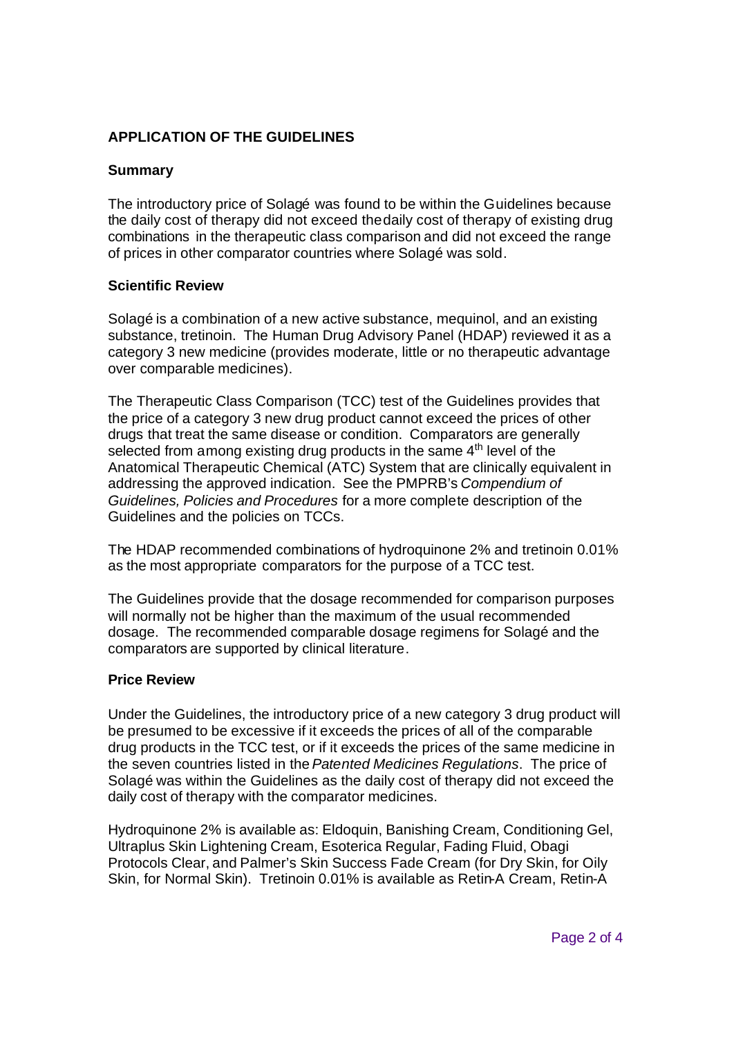## APPLICATION OF THE GUIDELINES

### Summary

The introductory price of Solagé was found to be within the Guidelines because the daily cost of therapy did not exceed the daily cost of therapy of existing drug combinations in the therapeutic class comparison and did not exceed the range of prices in other comparator countries where Solagé was sold.

### Scientific Review

Solagé is a combination of a new active substance, mequinol, and an existing substance, tretinoin. The Human Drug Advisory Panel (HDAP) reviewed it as a category 3 new medicine (provides moderate, little or no therapeutic advantage over comparable medicines).

The Therapeutic Class Comparison (TCC) test of the Guidelines provides that the price of a category 3 new drug product cannot exceed the prices of other drugs that treat the same disease or condition. Comparators are generally selected from among existing drug products in the same 4th level of the Anatomical Therapeutic Chemical (ATC) System that are clinically equivalent in addressing the approved indication. See the PMPRB's *Compendium of Guidelines, Policies and Procedures* for a more complete description of the Guidelines and the policies on TCCs.

The HDAP recommended combinations of hydroquinone 2% and tretinoin 0.01% as the most appropriate comparators for the purpose of a TCC test.

The Guidelines provide that the dosage recommended for comparison purposes will normally not be higher than the maximum of the usual recommended dosage. The recommended comparable dosage regimens for Solagé and the comparators are supported by clinical literature.

### Price Review

Under the Guidelines, the introductory price of a new category 3 drug product will be presumed to be excessive if it exceeds the prices of all of the comparable drug products in the TCC test, or if it exceeds the prices of the same medicine in the seven countries listed in the *Patented Medicines Regulations*. The price of Solagé was within the Guidelines as the daily cost of therapy did not exceed the daily cost of therapy with the comparator medicines.

Hydroquinone 2% is available as: Eldoquin, Banishing Cream, Conditioning Gel, Ultraplus Skin Lightening Cream, Esoterica Regular, Fading Fluid, Obagi Protocols Clear, and Palmer's Skin Success Fade Cream (for Dry Skin, for Oily Skin, for Normal Skin). Tretinoin 0.01% is available as Retin-A Cream, Retin-A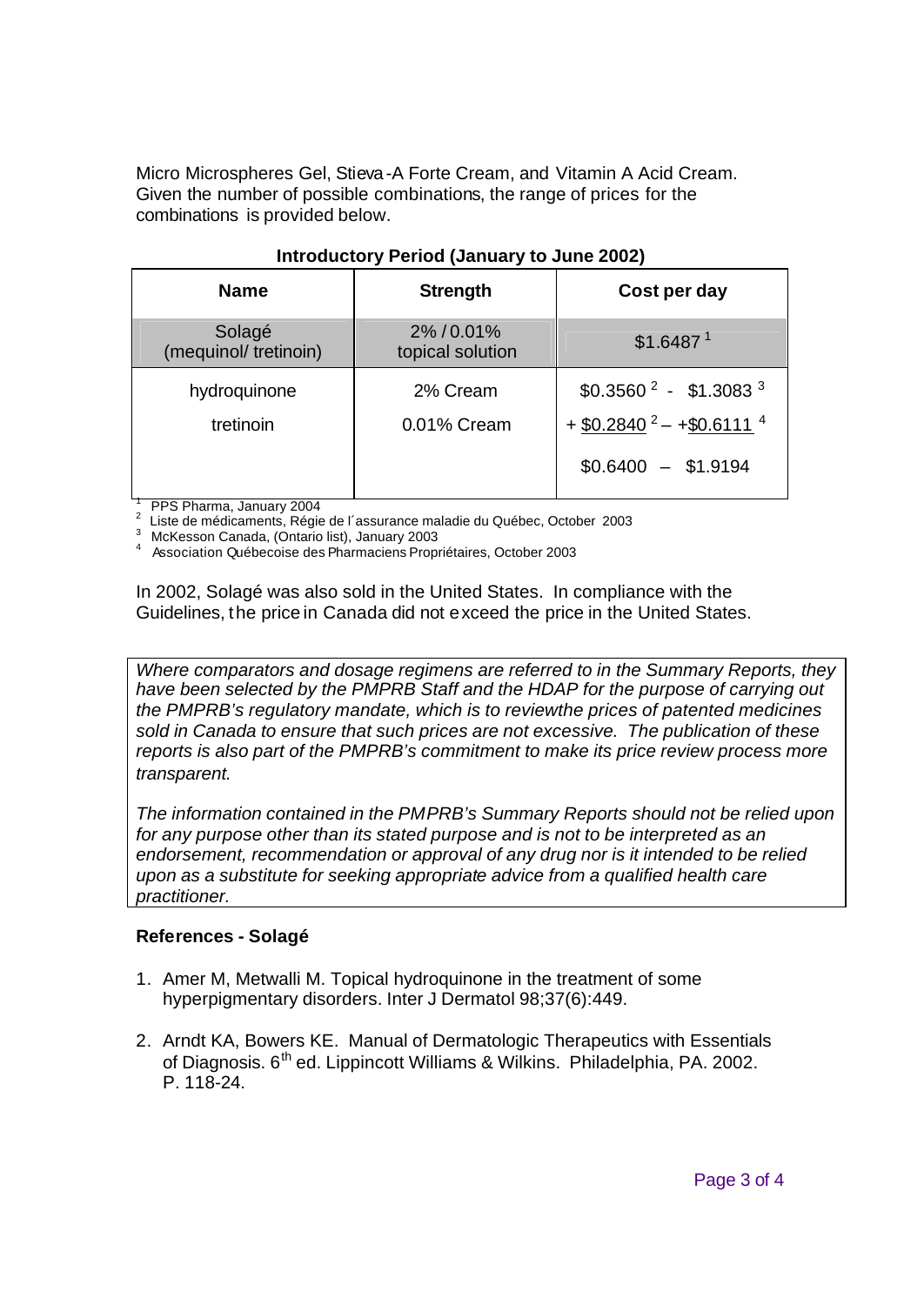Micro Microspheres Gel, Stieva-A Forte Cream, and Vitamin A Acid Cream. Given the number of possible combinations, the range of prices for the combinations is provided below.

**Introductory Period (January to June 2002)**

| Name | Strength | Cost per day |
|---|---|---|
| Solagé (mequinol/ tretinoin) | 2% / 0.01% topical solution | $1.6487 [1] |
| hydroquinone<br>tretinoin | 2% Cream<br>0.01% Cream | $0.3560 [2] - $1.3083 [3]<br>+ $0.2840 [2] – +$0.6111 [4]<br>$0.6400 – $1.9194 |

[1] PPS Pharma, January 2004
[2] Liste de médicaments, Régie de l´assurance maladie du Québec, October 2003
[3] McKesson Canada, (Ontario list), January 2003
[4] Association Québecoise des Pharmaciens Propriétaires, October 2003

In 2002, Solagé was also sold in the United States. In compliance with the Guidelines, the price in Canada did not exceed the price in the United States.

*Where comparators and dosage regimens are referred to in the Summary Reports, they have been selected by the PMPRB Staff and the HDAP for the purpose of carrying out the PMPRB's regulatory mandate, which is to reviewthe prices of patented medicines sold in Canada to ensure that such prices are not excessive. The publication of these reports is also part of the PMPRB's commitment to make its price review process more transparent.*

*The information contained in the PMPRB's Summary Reports should not be relied upon for any purpose other than its stated purpose and is not to be interpreted as an endorsement, recommendation or approval of any drug nor is it intended to be relied upon as a substitute for seeking appropriate advice from a qualified health care practitioner.*

### References - Solagé

1. Amer M, Metwalli M. Topical hydroquinone in the treatment of some hyperpigmentary disorders. Inter J Dermatol 98;37(6):449.
2. Arndt KA, Bowers KE. Manual of Dermatologic Therapeutics with Essentials of Diagnosis. 6th ed. Lippincott Williams & Wilkins. Philadelphia, PA. 2002. P. 118-24.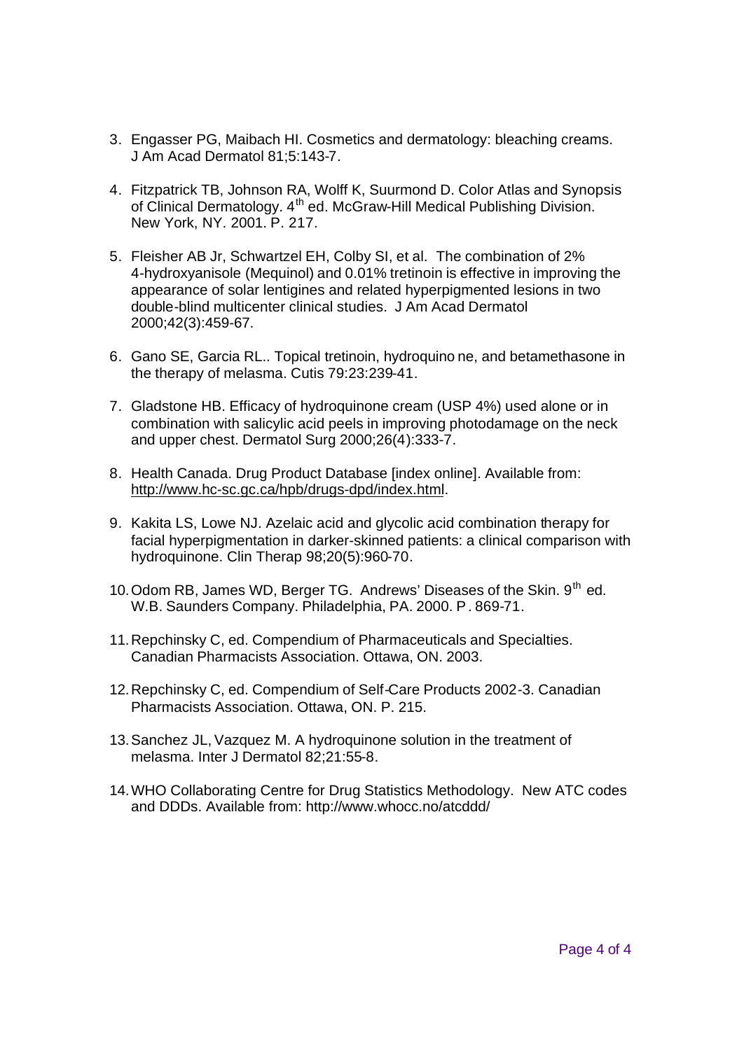3. Engasser PG, Maibach HI. Cosmetics and dermatology: bleaching creams. J Am Acad Dermatol 81;5:143-7.

4. Fitzpatrick TB, Johnson RA, Wolff K, Suurmond D. Color Atlas and Synopsis of Clinical Dermatology. 4th ed. McGraw-Hill Medical Publishing Division. New York, NY. 2001. P. 217.

5. Fleisher AB Jr, Schwartzel EH, Colby SI, et al. The combination of 2% 4-hydroxyanisole (Mequinol) and 0.01% tretinoin is effective in improving the appearance of solar lentigines and related hyperpigmented lesions in two double-blind multicenter clinical studies. J Am Acad Dermatol 2000;42(3):459-67.

6. Gano SE, Garcia RL.. Topical tretinoin, hydroquino ne, and betamethasone in the therapy of melasma. Cutis 79:23:239-41.

7. Gladstone HB. Efficacy of hydroquinone cream (USP 4%) used alone or in combination with salicylic acid peels in improving photodamage on the neck and upper chest. Dermatol Surg 2000;26(4):333-7.

8. Health Canada. Drug Product Database [index online]. Available from: http://www.hc-sc.gc.ca/hpb/drugs-dpd/index.html.

9. Kakita LS, Lowe NJ. Azelaic acid and glycolic acid combination therapy for facial hyperpigmentation in darker-skinned patients: a clinical comparison with hydroquinone. Clin Therap 98;20(5):960-70.

10. Odom RB, James WD, Berger TG. Andrews' Diseases of the Skin. 9th ed. W.B. Saunders Company. Philadelphia, PA. 2000. P. 869-71.

11. Repchinsky C, ed. Compendium of Pharmaceuticals and Specialties. Canadian Pharmacists Association. Ottawa, ON. 2003.

12. Repchinsky C, ed. Compendium of Self-Care Products 2002-3. Canadian Pharmacists Association. Ottawa, ON. P. 215.

13. Sanchez JL, Vazquez M. A hydroquinone solution in the treatment of melasma. Inter J Dermatol 82;21:55-8.

14. WHO Collaborating Centre for Drug Statistics Methodology. New ATC codes and DDDs. Available from: http://www.whocc.no/atcddd/